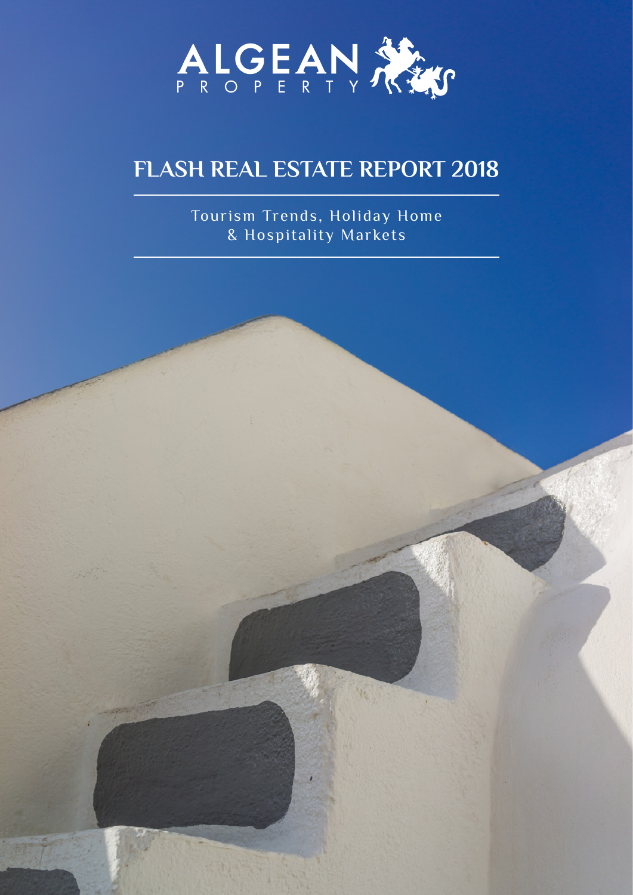ALGEAN PROPERTY

# FLASH REAL ESTATE REPORT 2018

Tourism Trends, Holiday Home & Hospitality Markets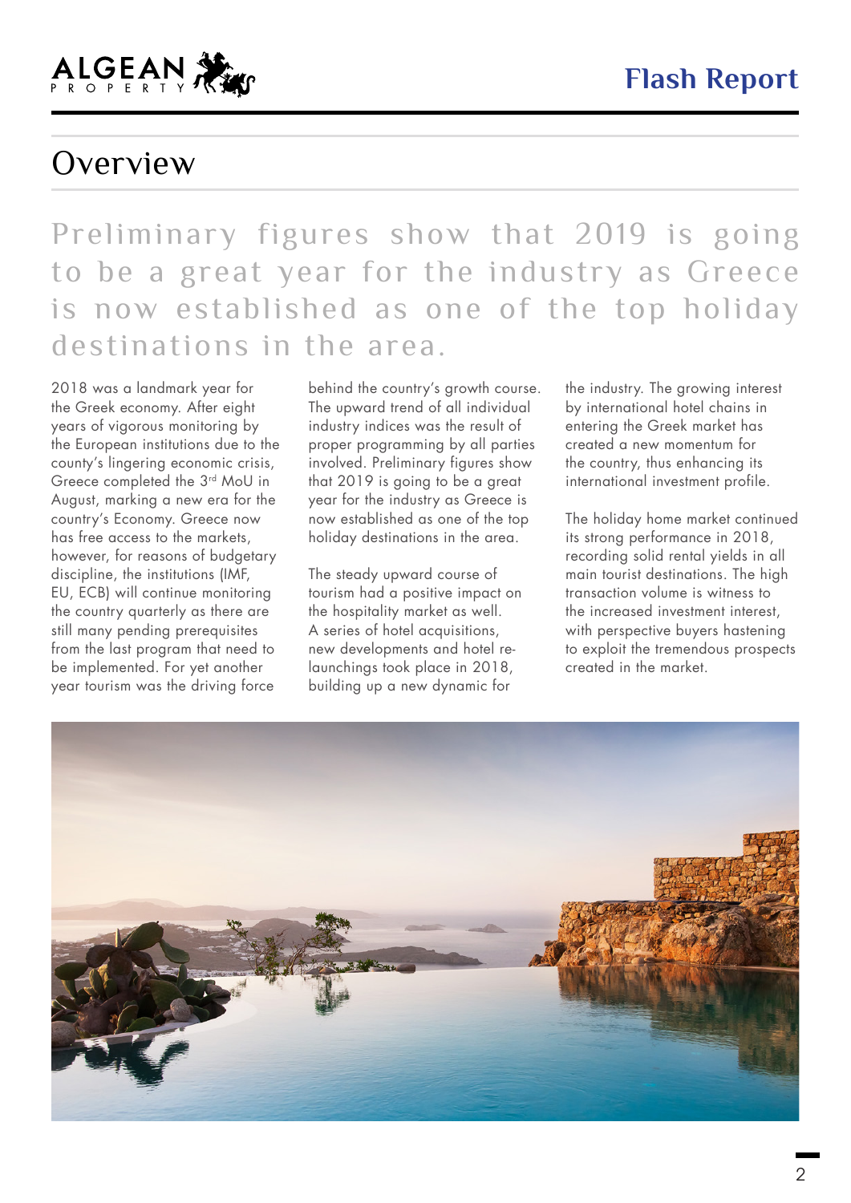# Overview

Preliminary figures show that 2019 is going to be a great year for the industry as Greece is now established as one of the top holiday destinations in the area.

2018 was a landmark year for the Greek economy. After eight years of vigorous monitoring by the European institutions due to the county's lingering economic crisis, Greece completed the 3rd MoU in August, marking a new era for the country's Economy. Greece now has free access to the markets, however, for reasons of budgetary discipline, the institutions (IMF, EU, ECB) will continue monitoring the country quarterly as there are still many pending prerequisites from the last program that need to be implemented. For yet another year tourism was the driving force behind the country's growth course. The upward trend of all individual industry indices was the result of proper programming by all parties involved. Preliminary figures show that 2019 is going to be a great year for the industry as Greece is now established as one of the top holiday destinations in the area.

The steady upward course of tourism had a positive impact on the hospitality market as well. A series of hotel acquisitions, new developments and hotel re-launchings took place in 2018, building up a new dynamic for the industry. The growing interest by international hotel chains in entering the Greek market has created a new momentum for the country, thus enhancing its international investment profile.

The holiday home market continued its strong performance in 2018, recording solid rental yields in all main tourist destinations. The high transaction volume is witness to the increased investment interest, with perspective buyers hastening to exploit the tremendous prospects created in the market.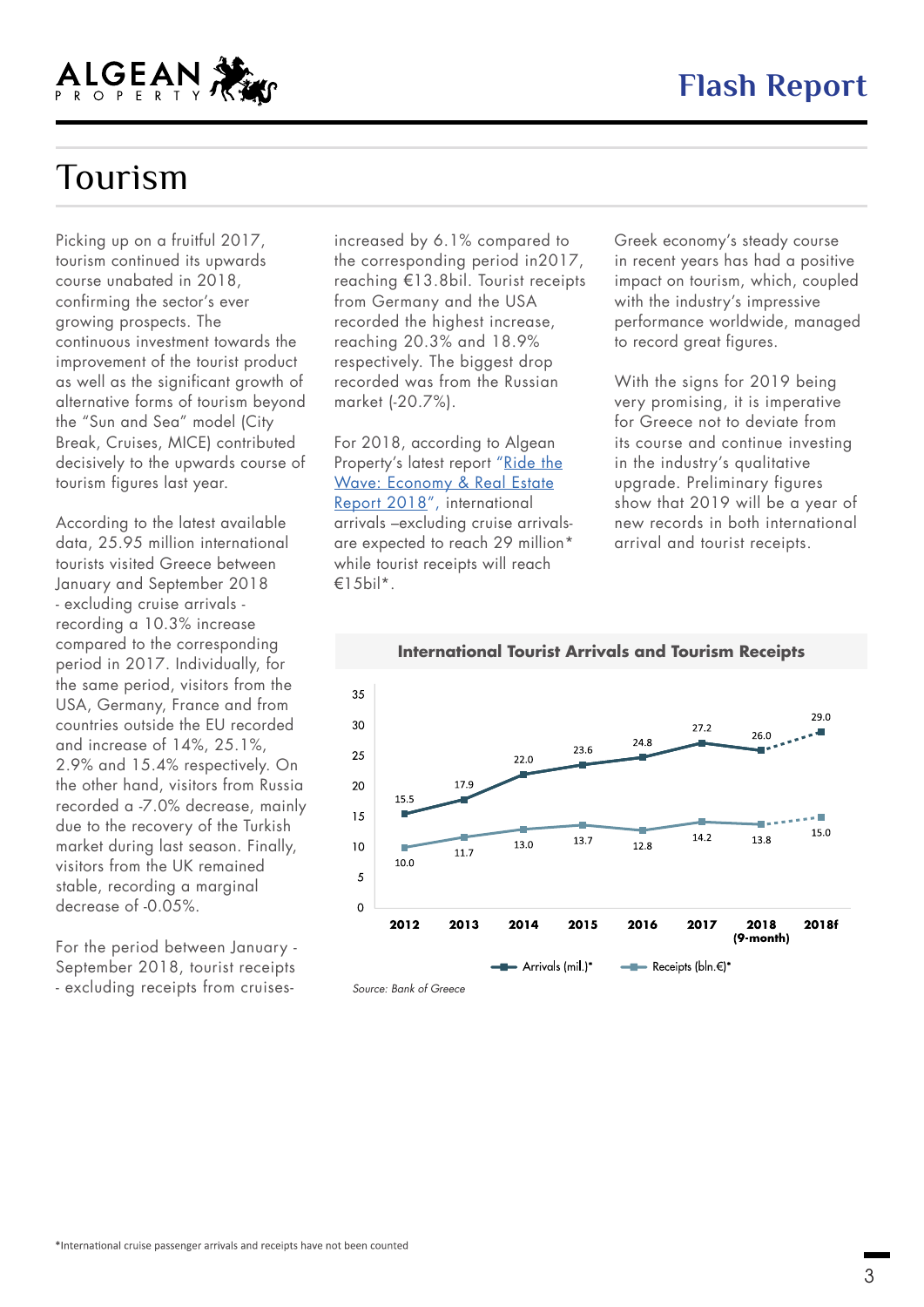# Tourism

Picking up on a fruitful 2017, tourism continued its upwards course unabated in 2018, confirming the sector's ever growing prospects. The continuous investment towards the improvement of the tourist product as well as the significant growth of alternative forms of tourism beyond the "Sun and Sea" model (City Break, Cruises, MICE) contributed decisively to the upwards course of tourism figures last year.

According to the latest available data, 25.95 million international tourists visited Greece between January and September 2018 - excluding cruise arrivals - recording a 10.3% increase compared to the corresponding period in 2017. Individually, for the same period, visitors from the USA, Germany, France and from countries outside the EU recorded and increase of 14%, 25.1%, 2.9% and 15.4% respectively. On the other hand, visitors from Russia recorded a -7.0% decrease, mainly due to the recovery of the Turkish market during last season. Finally, visitors from the UK remained stable, recording a marginal decrease of -0.05%.

For the period between January - September 2018, tourist receipts - excluding receipts from cruises- increased by 6.1% compared to the corresponding period in2017, reaching €13.8bil. Tourist receipts from Germany and the USA recorded the highest increase, reaching 20.3% and 18.9% respectively. The biggest drop recorded was from the Russian market (-20.7%).

For 2018, according to Algean Property's latest report "Ride the Wave: Economy & Real Estate Report 2018", international arrivals –excluding cruise arrivals- are expected to reach 29 million* while tourist receipts will reach €15bil*.

Greek economy's steady course in recent years has had a positive impact on tourism, which, coupled with the industry's impressive performance worldwide, managed to record great figures.

With the signs for 2019 being very promising, it is imperative for Greece not to deviate from its course and continue investing in the industry's qualitative upgrade. Preliminary figures show that 2019 will be a year of new records in both international arrival and tourist receipts.

**International Tourist Arrivals and Tourism Receipts**

| | 2012 | 2013 | 2014 | 2015 | 2016 | 2017 | 2018 (9-month) | 2018f |
|---|---|---|---|---|---|---|---|---|
| Arrivals (mil.)* | 15.5 | 17.9 | 22.0 | 23.6 | 24.8 | 27.2 | 26.0 | 29.0 |
| Receipts (bln.€)* | 10.0 | 11.7 | 13.0 | 13.7 | 12.8 | 14.2 | 13.8 | 15.0 |

*Source: Bank of Greece*

*International cruise passenger arrivals and receipts have not been counted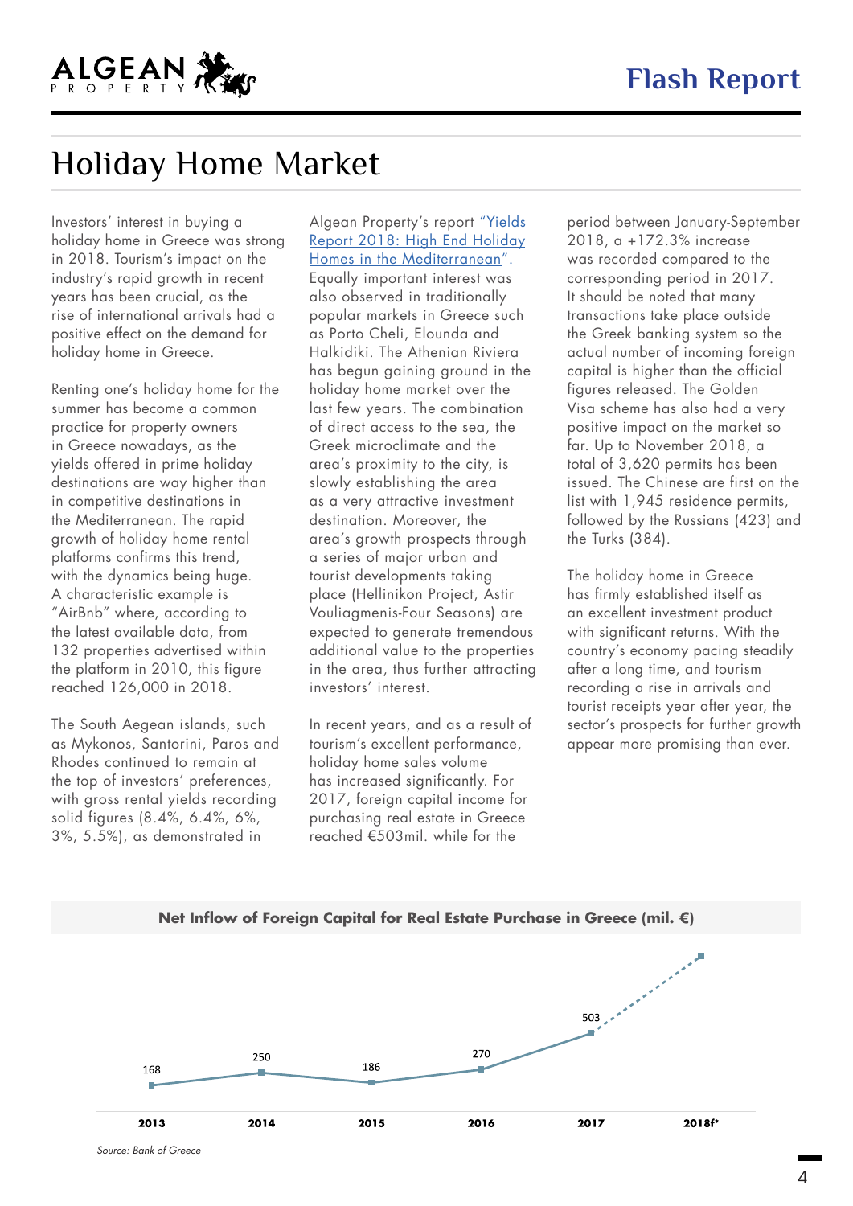# Holiday Home Market

Investors' interest in buying a holiday home in Greece was strong in 2018. Tourism's impact on the industry's rapid growth in recent years has been crucial, as the rise of international arrivals had a positive effect on the demand for holiday home in Greece.

Renting one's holiday home for the summer has become a common practice for property owners in Greece nowadays, as the yields offered in prime holiday destinations are way higher than in competitive destinations in the Mediterranean. The rapid growth of holiday home rental platforms confirms this trend, with the dynamics being huge. A characteristic example is "AirBnb" where, according to the latest available data, from 132 properties advertised within the platform in 2010, this figure reached 126,000 in 2018.

The South Aegean islands, such as Mykonos, Santorini, Paros and Rhodes continued to remain at the top of investors' preferences, with gross rental yields recording solid figures (8.4%, 6.4%, 6%, 3%, 5.5%), as demonstrated in Algean Property's report "Yields Report 2018: High End Holiday Homes in the Mediterranean". Equally important interest was also observed in traditionally popular markets in Greece such as Porto Cheli, Elounda and Halkidiki. The Athenian Riviera has begun gaining ground in the holiday home market over the last few years. The combination of direct access to the sea, the Greek microclimate and the area's proximity to the city, is slowly establishing the area as a very attractive investment destination. Moreover, the area's growth prospects through a series of major urban and tourist developments taking place (Hellinikon Project, Astir Vouliagmenis-Four Seasons) are expected to generate tremendous additional value to the properties in the area, thus further attracting investors' interest.

In recent years, and as a result of tourism's excellent performance, holiday home sales volume has increased significantly. For 2017, foreign capital income for purchasing real estate in Greece reached €503mil. while for the period between January-September 2018, a +172.3% increase was recorded compared to the corresponding period in 2017. It should be noted that many transactions take place outside the Greek banking system so the actual number of incoming foreign capital is higher than the official figures released. The Golden Visa scheme has also had a very positive impact on the market so far. Up to November 2018, a total of 3,620 permits has been issued. The Chinese are first on the list with 1,945 residence permits, followed by the Russians (423) and the Turks (384).

The holiday home in Greece has firmly established itself as an excellent investment product with significant returns. With the country's economy pacing steadily after a long time, and tourism recording a rise in arrivals and tourist receipts year after year, the sector's prospects for further growth appear more promising than ever.

**Net Inflow of Foreign Capital for Real Estate Purchase in Greece (mil. €)**

| Year | 2013 | 2014 | 2015 | 2016 | 2017 | 2018f* |
|---|---|---|---|---|---|---|
| mil. € | 168 | 250 | 186 | 270 | 503 | |

*Source: Bank of Greece*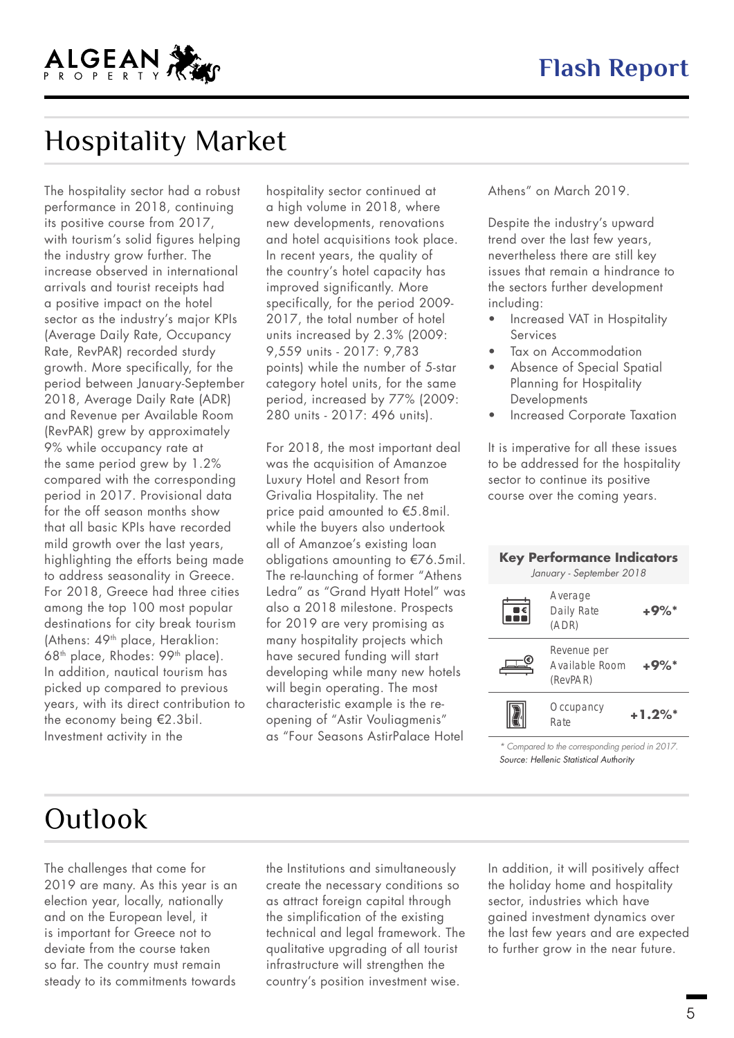# Hospitality Market

The hospitality sector had a robust performance in 2018, continuing its positive course from 2017, with tourism's solid figures helping the industry grow further. The increase observed in international arrivals and tourist receipts had a positive impact on the hotel sector as the industry's major KPIs (Average Daily Rate, Occupancy Rate, RevPAR) recorded sturdy growth. More specifically, for the period between January-September 2018, Average Daily Rate (ADR) and Revenue per Available Room (RevPAR) grew by approximately 9% while occupancy rate at the same period grew by 1.2% compared with the corresponding period in 2017. Provisional data for the off season months show that all basic KPIs have recorded mild growth over the last years, highlighting the efforts being made to address seasonality in Greece. For 2018, Greece had three cities among the top 100 most popular destinations for city break tourism (Athens: 49th place, Heraklion: 68th place, Rhodes: 99th place). In addition, nautical tourism has picked up compared to previous years, with its direct contribution to the economy being €2.3bil. Investment activity in the hospitality sector continued at a high volume in 2018, where new developments, renovations and hotel acquisitions took place. In recent years, the quality of the country's hotel capacity has improved significantly. More specifically, for the period 2009-2017, the total number of hotel units increased by 2.3% (2009: 9,559 units - 2017: 9,783 points) while the number of 5-star category hotel units, for the same period, increased by 77% (2009: 280 units - 2017: 496 units).

For 2018, the most important deal was the acquisition of Amanzoe Luxury Hotel and Resort from Grivalia Hospitality. The net price paid amounted to €5.8mil. while the buyers also undertook all of Amanzoe's existing loan obligations amounting to €76.5mil. The re-launching of former "Athens Ledra" as "Grand Hyatt Hotel" was also a 2018 milestone. Prospects for 2019 are very promising as many hospitality projects which have secured funding will start developing while many new hotels will begin operating. The most characteristic example is the re-opening of "Astir Vouliagmenis" as "Four Seasons AstirPalace Hotel Athens" on March 2019.

Despite the industry's upward trend over the last few years, nevertheless there are still key issues that remain a hindrance to the sectors further development including:

- Increased VAT in Hospitality Services
- Tax on Accommodation
- Absence of Special Spatial Planning for Hospitality Developments
- Increased Corporate Taxation

It is imperative for all these issues to be addressed for the hospitality sector to continue its positive course over the coming years.

**Key Performance Indicators**
*January - September 2018*

| Indicator | Change |
|---|---|
| Average Daily Rate (ADR) | +9%* |
| Revenue per Available Room (RevPAR) | +9%* |
| Occupancy Rate | +1.2%* |

*\* Compared to the corresponding period in 2017.*
*Source: Hellenic Statistical Authority*

# Outlook

The challenges that come for 2019 are many. As this year is an election year, locally, nationally and on the European level, it is important for Greece not to deviate from the course taken so far. The country must remain steady to its commitments towards the Institutions and simultaneously create the necessary conditions so as attract foreign capital through the simplification of the existing technical and legal framework. The qualitative upgrading of all tourist infrastructure will strengthen the country's position investment wise.

In addition, it will positively affect the holiday home and hospitality sector, industries which have gained investment dynamics over the last few years and are expected to further grow in the near future.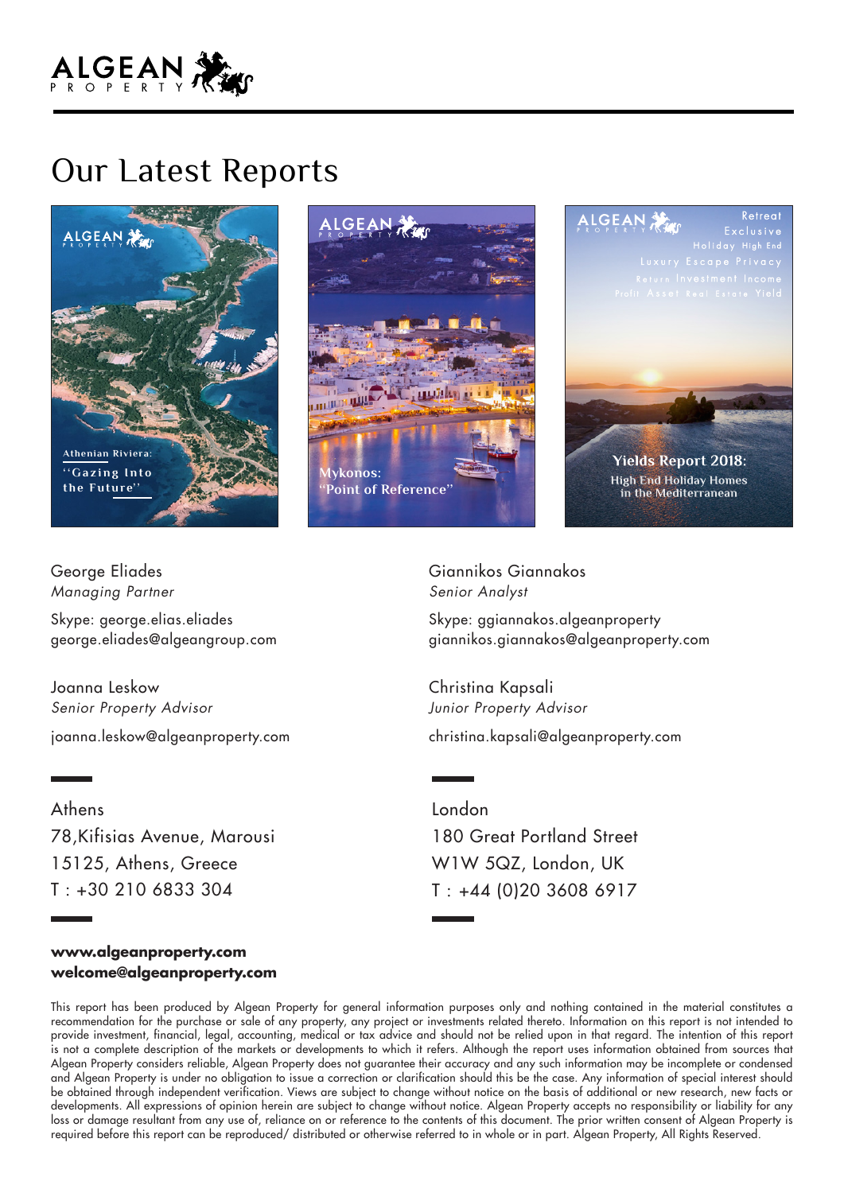# Our Latest Reports

Athenian Riviera: "Gazing Into the Future"

Mykonos: "Point of Reference"

Retreat Exclusive Holiday High End Luxury Escape Privacy Return Investment Income Profit Asset Real Estate Yield

Yields Report 2018: High End Holiday Homes in the Mediterranean

George Eliades
*Managing Partner*

Skype: george.elias.eliades
george.eliades@algeangroup.com

Giannikos Giannakos
*Senior Analyst*

Skype: ggiannakos.algeanproperty
giannikos.giannakos@algeanproperty.com

Joanna Leskow
*Senior Property Advisor*

joanna.leskow@algeanproperty.com

Christina Kapsali
*Junior Property Advisor*

christina.kapsali@algeanproperty.com

Athens
78,Kifisias Avenue, Marousi
15125, Athens, Greece
T : +30 210 6833 304

London
180 Great Portland Street
W1W 5QZ, London, UK
T : +44 (0)20 3608 6917

**www.algeanproperty.com**
**welcome@algeanproperty.com**

This report has been produced by Algean Property for general information purposes only and nothing contained in the material constitutes a recommendation for the purchase or sale of any property, any project or investments related thereto. Information on this report is not intended to provide investment, financial, legal, accounting, medical or tax advice and should not be relied upon in that regard. The intention of this report is not a complete description of the markets or developments to which it refers. Although the report uses information obtained from sources that Algean Property considers reliable, Algean Property does not guarantee their accuracy and any such information may be incomplete or condensed and Algean Property is under no obligation to issue a correction or clarification should this be the case. Any information of special interest should be obtained through independent verification. Views are subject to change without notice on the basis of additional or new research, new facts or developments. All expressions of opinion herein are subject to change without notice. Algean Property accepts no responsibility or liability for any loss or damage resultant from any use of, reliance on or reference to the contents of this document. The prior written consent of Algean Property is required before this report can be reproduced/ distributed or otherwise referred to in whole or in part. Algean Property, All Rights Reserved.